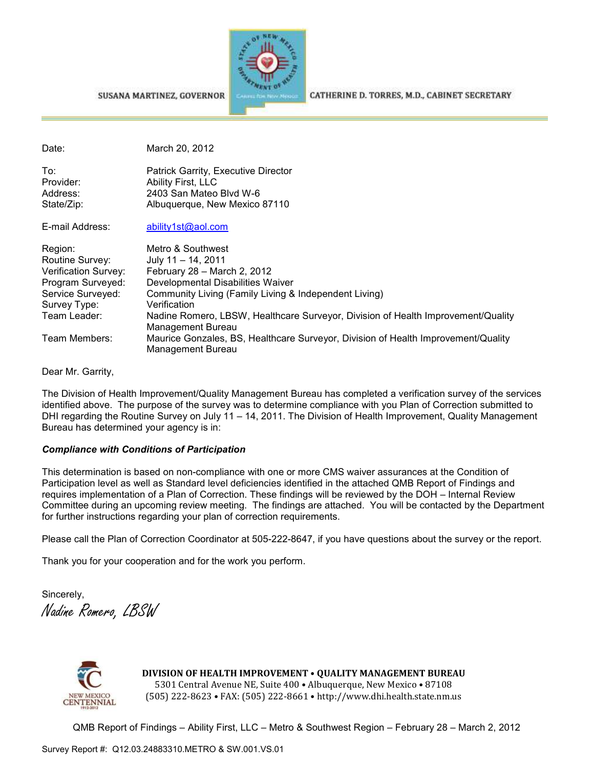SUSANA MARTINEZ, GOVERNOR

CATHERINE D. TORRES, M.D., CABINET SECRETARY

| | |
|---|---|
| Date: | March 20, 2012 |
| To: | Patrick Garrity, Executive Director |
| Provider: | Ability First, LLC |
| Address: | 2403 San Mateo Blvd W-6 |
| State/Zip: | Albuquerque, New Mexico 87110 |
| E-mail Address: | ability1st@aol.com |
| Region: | Metro & Southwest |
| Routine Survey: | July 11 – 14, 2011 |
| Verification Survey: | February 28 – March 2, 2012 |
| Program Surveyed: | Developmental Disabilities Waiver |
| Service Surveyed: | Community Living (Family Living & Independent Living) |
| Survey Type: | Verification |
| Team Leader: | Nadine Romero, LBSW, Healthcare Surveyor, Division of Health Improvement/Quality Management Bureau |
| Team Members: | Maurice Gonzales, BS, Healthcare Surveyor, Division of Health Improvement/Quality Management Bureau |

Dear Mr. Garrity,

The Division of Health Improvement/Quality Management Bureau has completed a verification survey of the services identified above. The purpose of the survey was to determine compliance with you Plan of Correction submitted to DHI regarding the Routine Survey on July 11 – 14, 2011. The Division of Health Improvement, Quality Management Bureau has determined your agency is in:

***Compliance with Conditions of Participation***

This determination is based on non-compliance with one or more CMS waiver assurances at the Condition of Participation level as well as Standard level deficiencies identified in the attached QMB Report of Findings and requires implementation of a Plan of Correction. These findings will be reviewed by the DOH – Internal Review Committee during an upcoming review meeting. The findings are attached. You will be contacted by the Department for further instructions regarding your plan of correction requirements.

Please call the Plan of Correction Coordinator at 505-222-8647, if you have questions about the survey or the report.

Thank you for your cooperation and for the work you perform.

Sincerely,

*Nadine Romero, LBSW*

**DIVISION OF HEALTH IMPROVEMENT • QUALITY MANAGEMENT BUREAU**
5301 Central Avenue NE, Suite 400 • Albuquerque, New Mexico • 87108
(505) 222-8623 • FAX: (505) 222-8661 • http://www.dhi.health.state.nm.us

Survey Report #: Q12.03.24883310.METRO & SW.001.VS.01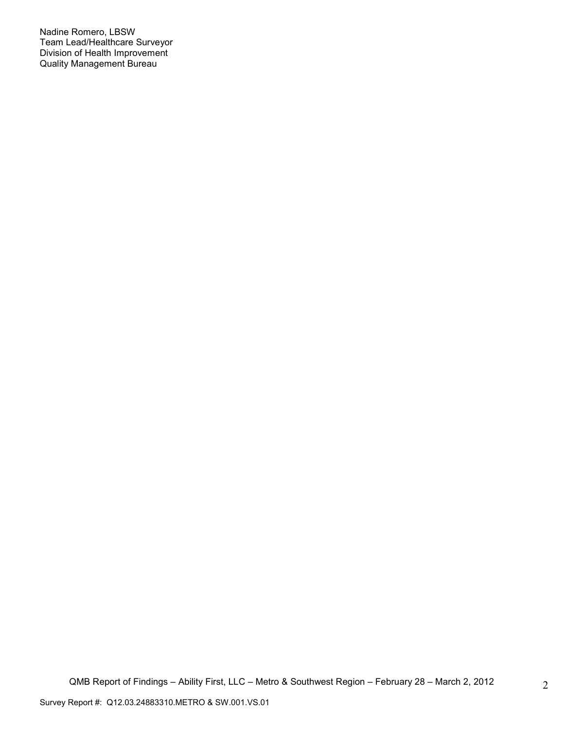Nadine Romero, LBSW
Team Lead/Healthcare Surveyor
Division of Health Improvement
Quality Management Bureau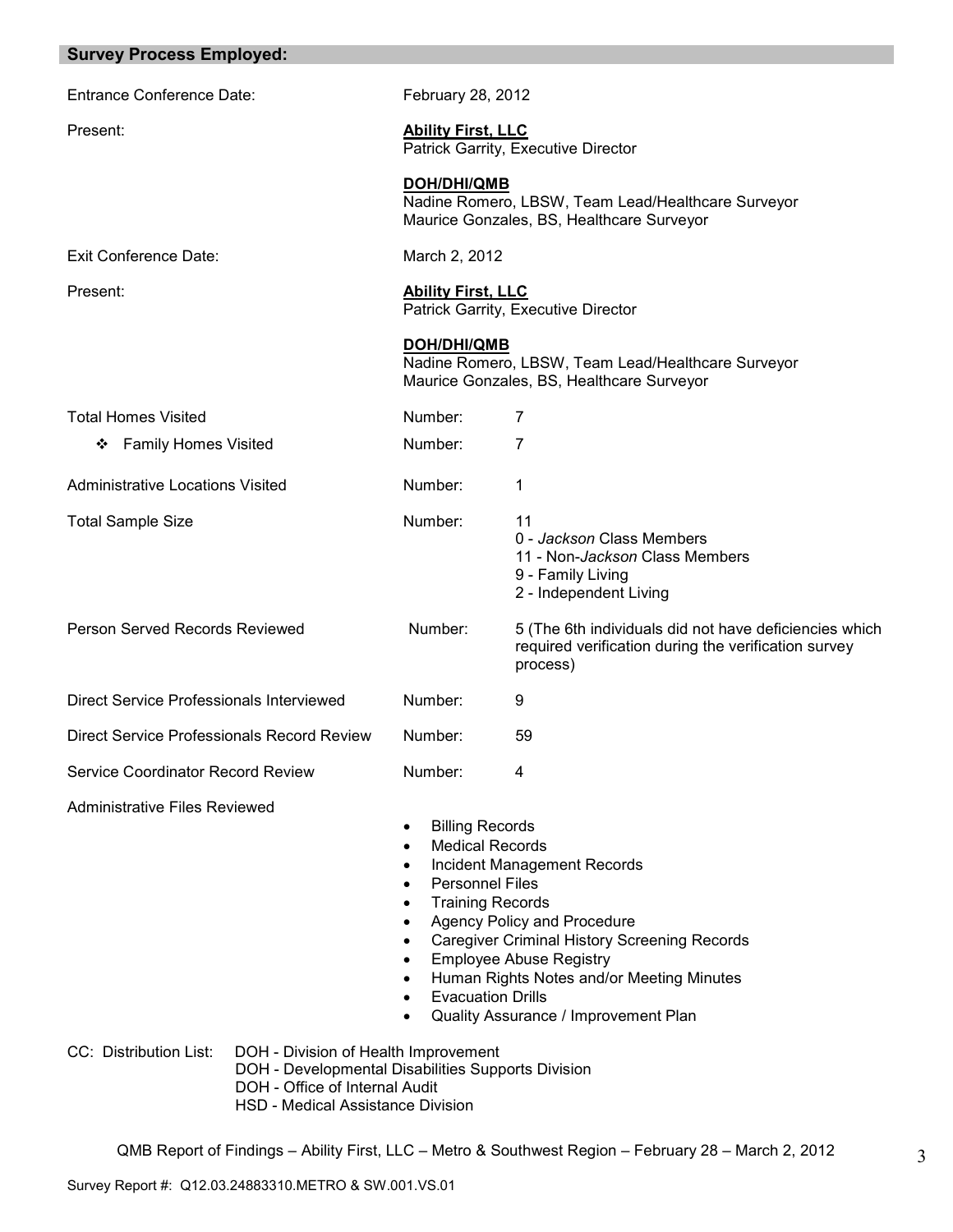## Survey Process Employed:

Entrance Conference Date: February 28, 2012

Present:

**Ability First, LLC**
Patrick Garrity, Executive Director

**DOH/DHI/QMB**
Nadine Romero, LBSW, Team Lead/Healthcare Surveyor
Maurice Gonzales, BS, Healthcare Surveyor

Exit Conference Date: March 2, 2012

Present:

**Ability First, LLC**
Patrick Garrity, Executive Director

**DOH/DHI/QMB**
Nadine Romero, LBSW, Team Lead/Healthcare Surveyor
Maurice Gonzales, BS, Healthcare Surveyor

| | | |
|---|---|---|
| Total Homes Visited | Number: | 7 |
| ❖ Family Homes Visited | Number: | 7 |
| Administrative Locations Visited | Number: | 1 |
| Total Sample Size | Number: | 11<br>0 - *Jackson* Class Members<br>11 - Non-*Jackson* Class Members<br>9 - Family Living<br>2 - Independent Living |
| Person Served Records Reviewed | Number: | 5 (The 6th individuals did not have deficiencies which required verification during the verification survey process) |
| Direct Service Professionals Interviewed | Number: | 9 |
| Direct Service Professionals Record Review | Number: | 59 |
| Service Coordinator Record Review | Number: | 4 |

Administrative Files Reviewed

- Billing Records
- Medical Records
- Incident Management Records
- Personnel Files
- Training Records
- Agency Policy and Procedure
- Caregiver Criminal History Screening Records
- Employee Abuse Registry
- Human Rights Notes and/or Meeting Minutes
- Evacuation Drills
- Quality Assurance / Improvement Plan

CC: Distribution List:
DOH - Division of Health Improvement
DOH - Developmental Disabilities Supports Division
DOH - Office of Internal Audit
HSD - Medical Assistance Division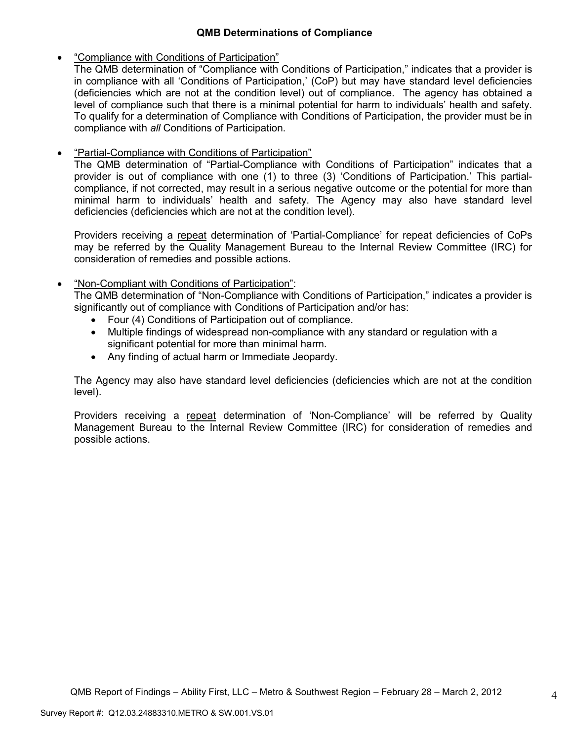### QMB Determinations of Compliance

- "Compliance with Conditions of Participation"
  The QMB determination of "Compliance with Conditions of Participation," indicates that a provider is in compliance with all 'Conditions of Participation,' (CoP) but may have standard level deficiencies (deficiencies which are not at the condition level) out of compliance. The agency has obtained a level of compliance such that there is a minimal potential for harm to individuals' health and safety. To qualify for a determination of Compliance with Conditions of Participation, the provider must be in compliance with *all* Conditions of Participation.

- "Partial-Compliance with Conditions of Participation"
  The QMB determination of "Partial-Compliance with Conditions of Participation" indicates that a provider is out of compliance with one (1) to three (3) 'Conditions of Participation.' This partial-compliance, if not corrected, may result in a serious negative outcome or the potential for more than minimal harm to individuals' health and safety. The Agency may also have standard level deficiencies (deficiencies which are not at the condition level).

  Providers receiving a repeat determination of 'Partial-Compliance' for repeat deficiencies of CoPs may be referred by the Quality Management Bureau to the Internal Review Committee (IRC) for consideration of remedies and possible actions.

- "Non-Compliant with Conditions of Participation":
  The QMB determination of "Non-Compliance with Conditions of Participation," indicates a provider is significantly out of compliance with Conditions of Participation and/or has:
  - Four (4) Conditions of Participation out of compliance.
  - Multiple findings of widespread non-compliance with any standard or regulation with a significant potential for more than minimal harm.
  - Any finding of actual harm or Immediate Jeopardy.

  The Agency may also have standard level deficiencies (deficiencies which are not at the condition level).

  Providers receiving a repeat determination of 'Non-Compliance' will be referred by Quality Management Bureau to the Internal Review Committee (IRC) for consideration of remedies and possible actions.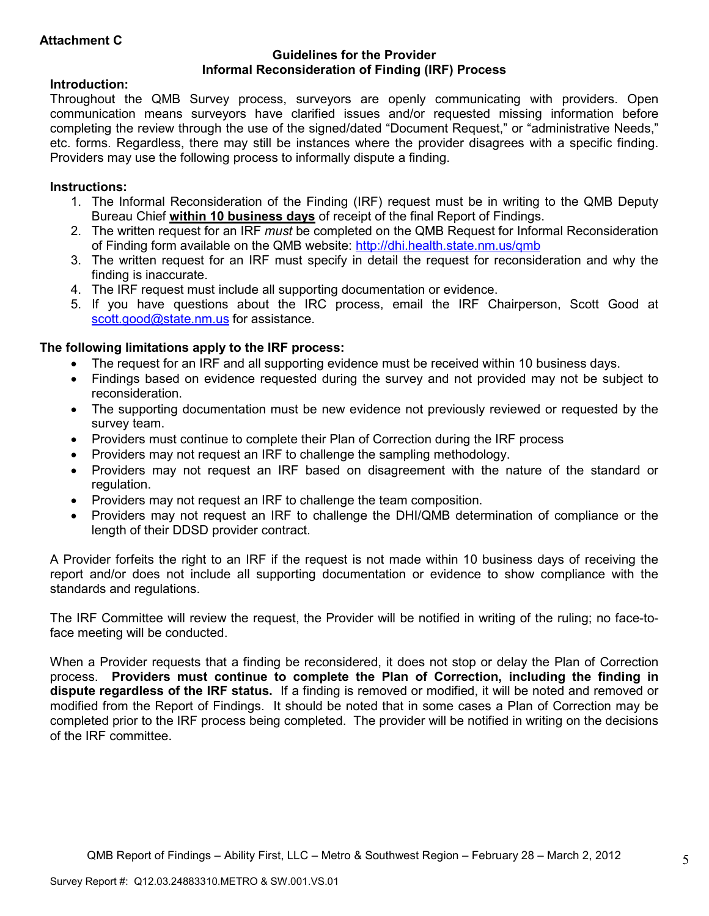**Attachment C**

## Guidelines for the Provider
## Informal Reconsideration of Finding (IRF) Process

**Introduction:**

Throughout the QMB Survey process, surveyors are openly communicating with providers. Open communication means surveyors have clarified issues and/or requested missing information before completing the review through the use of the signed/dated "Document Request," or "administrative Needs," etc. forms. Regardless, there may still be instances where the provider disagrees with a specific finding. Providers may use the following process to informally dispute a finding.

**Instructions:**

1. The Informal Reconsideration of the Finding (IRF) request must be in writing to the QMB Deputy Bureau Chief **within 10 business days** of receipt of the final Report of Findings.
2. The written request for an IRF *must* be completed on the QMB Request for Informal Reconsideration of Finding form available on the QMB website: http://dhi.health.state.nm.us/qmb
3. The written request for an IRF must specify in detail the request for reconsideration and why the finding is inaccurate.
4. The IRF request must include all supporting documentation or evidence.
5. If you have questions about the IRC process, email the IRF Chairperson, Scott Good at scott.good@state.nm.us for assistance.

**The following limitations apply to the IRF process:**

- The request for an IRF and all supporting evidence must be received within 10 business days.
- Findings based on evidence requested during the survey and not provided may not be subject to reconsideration.
- The supporting documentation must be new evidence not previously reviewed or requested by the survey team.
- Providers must continue to complete their Plan of Correction during the IRF process
- Providers may not request an IRF to challenge the sampling methodology.
- Providers may not request an IRF based on disagreement with the nature of the standard or regulation.
- Providers may not request an IRF to challenge the team composition.
- Providers may not request an IRF to challenge the DHI/QMB determination of compliance or the length of their DDSD provider contract.

A Provider forfeits the right to an IRF if the request is not made within 10 business days of receiving the report and/or does not include all supporting documentation or evidence to show compliance with the standards and regulations.

The IRF Committee will review the request, the Provider will be notified in writing of the ruling; no face-to-face meeting will be conducted.

When a Provider requests that a finding be reconsidered, it does not stop or delay the Plan of Correction process. **Providers must continue to complete the Plan of Correction, including the finding in dispute regardless of the IRF status.** If a finding is removed or modified, it will be noted and removed or modified from the Report of Findings. It should be noted that in some cases a Plan of Correction may be completed prior to the IRF process being completed. The provider will be notified in writing on the decisions of the IRF committee.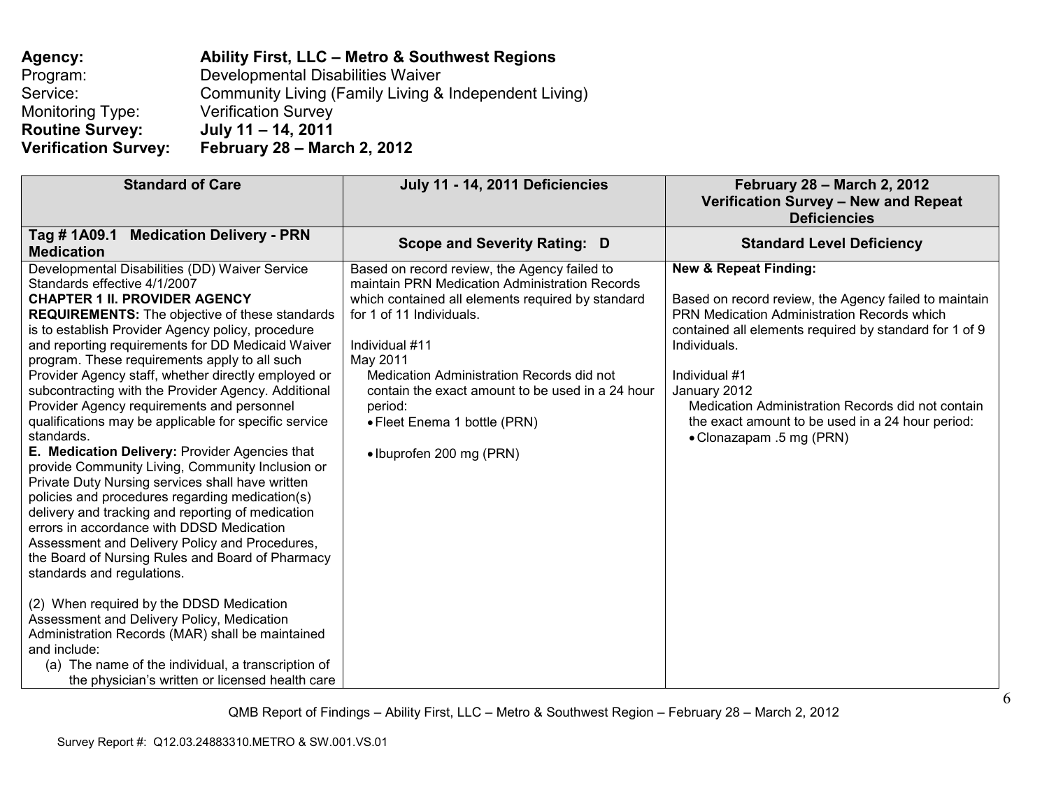**Agency:** **Ability First, LLC – Metro & Southwest Regions**
Program: Developmental Disabilities Waiver
Service: Community Living (Family Living & Independent Living)
Monitoring Type: Verification Survey
**Routine Survey:** **July 11 – 14, 2011**
**Verification Survey:** **February 28 – March 2, 2012**

| Standard of Care | July 11 - 14, 2011 Deficiencies | February 28 – March 2, 2012 Verification Survey – New and Repeat Deficiencies |
|---|---|---|
| **Tag # 1A09.1 Medication Delivery - PRN Medication** | **Scope and Severity Rating: D** | **Standard Level Deficiency** |
| Developmental Disabilities (DD) Waiver Service Standards effective 4/1/2007<br>**CHAPTER 1 II. PROVIDER AGENCY REQUIREMENTS:** The objective of these standards is to establish Provider Agency policy, procedure and reporting requirements for DD Medicaid Waiver program. These requirements apply to all such Provider Agency staff, whether directly employed or subcontracting with the Provider Agency. Additional Provider Agency requirements and personnel qualifications may be applicable for specific service standards.<br>**E. Medication Delivery:** Provider Agencies that provide Community Living, Community Inclusion or Private Duty Nursing services shall have written policies and procedures regarding medication(s) delivery and tracking and reporting of medication errors in accordance with DDSD Medication Assessment and Delivery Policy and Procedures, the Board of Nursing Rules and Board of Pharmacy standards and regulations.<br><br>(2) When required by the DDSD Medication Assessment and Delivery Policy, Medication Administration Records (MAR) shall be maintained and include:<br>(a) The name of the individual, a transcription of the physician's written or licensed health care | Based on record review, the Agency failed to maintain PRN Medication Administration Records which contained all elements required by standard for 1 of 11 Individuals.<br><br>Individual #11<br>May 2011<br>Medication Administration Records did not contain the exact amount to be used in a 24 hour period:<br>• Fleet Enema 1 bottle (PRN)<br><br>• Ibuprofen 200 mg (PRN) | **New & Repeat Finding:**<br><br>Based on record review, the Agency failed to maintain PRN Medication Administration Records which contained all elements required by standard for 1 of 9 Individuals.<br><br>Individual #1<br>January 2012<br>Medication Administration Records did not contain the exact amount to be used in a 24 hour period:<br>• Clonazapam .5 mg (PRN) |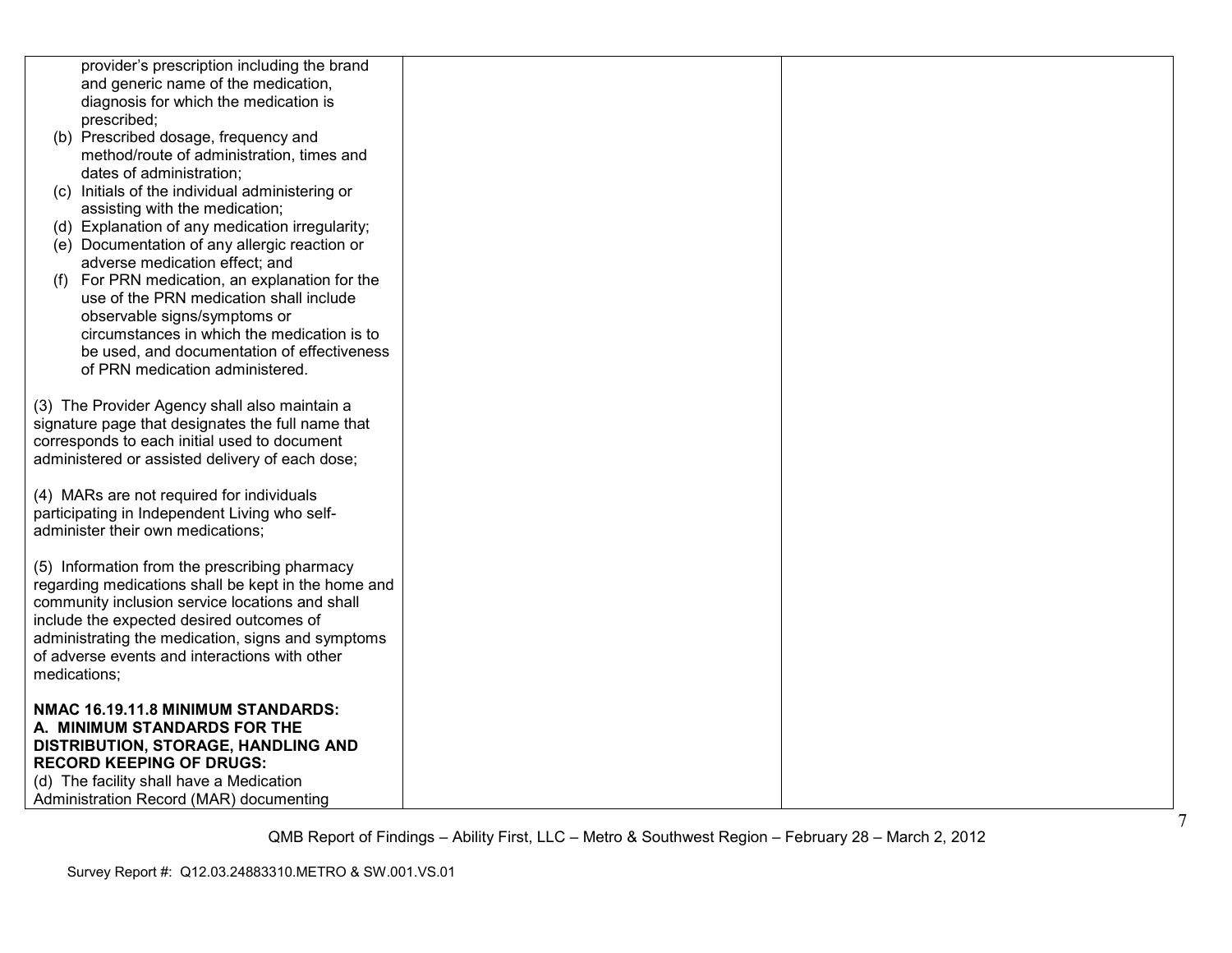| | | |
|---|---|---|
| provider's prescription including the brand and generic name of the medication, diagnosis for which the medication is prescribed;<br>(b) Prescribed dosage, frequency and method/route of administration, times and dates of administration;<br>(c) Initials of the individual administering or assisting with the medication;<br>(d) Explanation of any medication irregularity;<br>(e) Documentation of any allergic reaction or adverse medication effect; and<br>(f) For PRN medication, an explanation for the use of the PRN medication shall include observable signs/symptoms or circumstances in which the medication is to be used, and documentation of effectiveness of PRN medication administered.<br><br>(3) The Provider Agency shall also maintain a signature page that designates the full name that corresponds to each initial used to document administered or assisted delivery of each dose;<br><br>(4) MARs are not required for individuals participating in Independent Living who self-administer their own medications;<br><br>(5) Information from the prescribing pharmacy regarding medications shall be kept in the home and community inclusion service locations and shall include the expected desired outcomes of administrating the medication, signs and symptoms of adverse events and interactions with other medications;<br><br>**NMAC 16.19.11.8 MINIMUM STANDARDS:**<br>**A. MINIMUM STANDARDS FOR THE DISTRIBUTION, STORAGE, HANDLING AND RECORD KEEPING OF DRUGS:**<br>(d) The facility shall have a Medication Administration Record (MAR) documenting | | |

QMB Report of Findings – Ability First, LLC – Metro & Southwest Region – February 28 – March 2, 2012

Survey Report #: Q12.03.24883310.METRO & SW.001.VS.01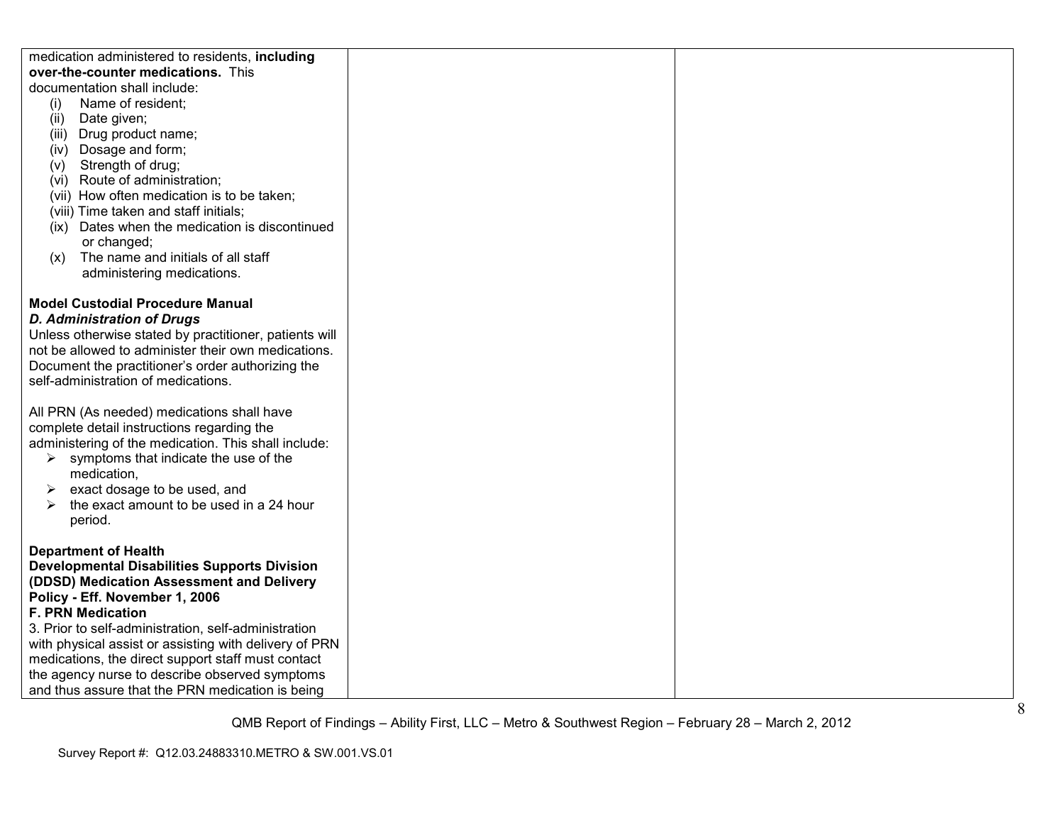| | | |
|---|---|---|
| medication administered to residents, **including over-the-counter medications.** This documentation shall include:<br>(i) Name of resident;<br>(ii) Date given;<br>(iii) Drug product name;<br>(iv) Dosage and form;<br>(v) Strength of drug;<br>(vi) Route of administration;<br>(vii) How often medication is to be taken;<br>(viii) Time taken and staff initials;<br>(ix) Dates when the medication is discontinued or changed;<br>(x) The name and initials of all staff administering medications.<br><br>**Model Custodial Procedure Manual**<br>***D. Administration of Drugs***<br>Unless otherwise stated by practitioner, patients will not be allowed to administer their own medications. Document the practitioner's order authorizing the self-administration of medications.<br><br>All PRN (As needed) medications shall have complete detail instructions regarding the administering of the medication. This shall include:<br>➢ symptoms that indicate the use of the medication,<br>➢ exact dosage to be used, and<br>➢ the exact amount to be used in a 24 hour period.<br><br>**Department of Health Developmental Disabilities Supports Division (DDSD) Medication Assessment and Delivery Policy - Eff. November 1, 2006**<br>**F. PRN Medication**<br>3. Prior to self-administration, self-administration with physical assist or assisting with delivery of PRN medications, the direct support staff must contact the agency nurse to describe observed symptoms and thus assure that the PRN medication is being | | |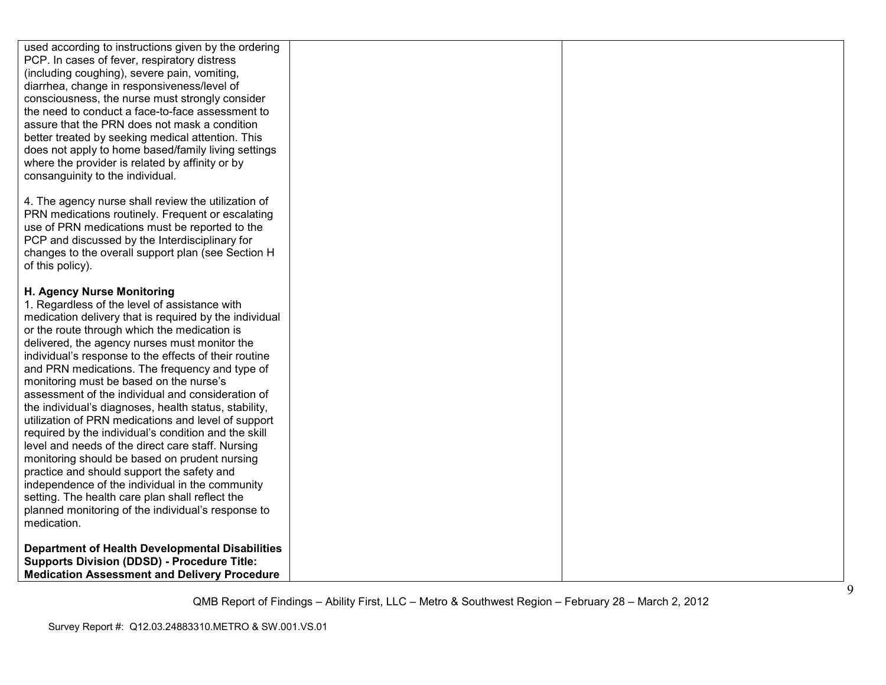| | | |
|---|---|---|
| used according to instructions given by the ordering PCP. In cases of fever, respiratory distress (including coughing), severe pain, vomiting, diarrhea, change in responsiveness/level of consciousness, the nurse must strongly consider the need to conduct a face-to-face assessment to assure that the PRN does not mask a condition better treated by seeking medical attention. This does not apply to home based/family living settings where the provider is related by affinity or by consanguinity to the individual.<br><br>4. The agency nurse shall review the utilization of PRN medications routinely. Frequent or escalating use of PRN medications must be reported to the PCP and discussed by the Interdisciplinary for changes to the overall support plan (see Section H of this policy).<br><br>**H. Agency Nurse Monitoring**<br>1. Regardless of the level of assistance with medication delivery that is required by the individual or the route through which the medication is delivered, the agency nurses must monitor the individual's response to the effects of their routine and PRN medications. The frequency and type of monitoring must be based on the nurse's assessment of the individual and consideration of the individual's diagnoses, health status, stability, utilization of PRN medications and level of support required by the individual's condition and the skill level and needs of the direct care staff. Nursing monitoring should be based on prudent nursing practice and should support the safety and independence of the individual in the community setting. The health care plan shall reflect the planned monitoring of the individual's response to medication.<br><br>**Department of Health Developmental Disabilities Supports Division (DDSD) - Procedure Title: Medication Assessment and Delivery Procedure** | | |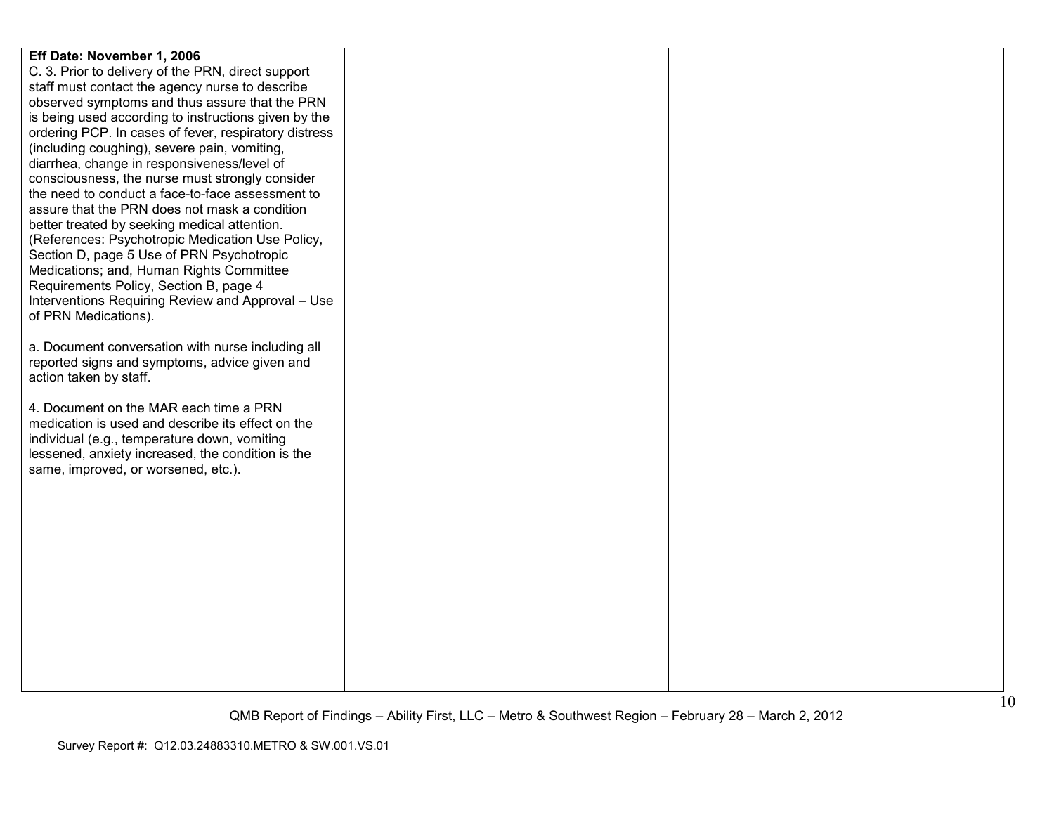| | | |
|---|---|---|
| **Eff Date: November 1, 2006**<br>C. 3. Prior to delivery of the PRN, direct support staff must contact the agency nurse to describe observed symptoms and thus assure that the PRN is being used according to instructions given by the ordering PCP. In cases of fever, respiratory distress (including coughing), severe pain, vomiting, diarrhea, change in responsiveness/level of consciousness, the nurse must strongly consider the need to conduct a face-to-face assessment to assure that the PRN does not mask a condition better treated by seeking medical attention. (References: Psychotropic Medication Use Policy, Section D, page 5 Use of PRN Psychotropic Medications; and, Human Rights Committee Requirements Policy, Section B, page 4 Interventions Requiring Review and Approval – Use of PRN Medications).<br><br>a. Document conversation with nurse including all reported signs and symptoms, advice given and action taken by staff.<br><br>4. Document on the MAR each time a PRN medication is used and describe its effect on the individual (e.g., temperature down, vomiting lessened, anxiety increased, the condition is the same, improved, or worsened, etc.). | | |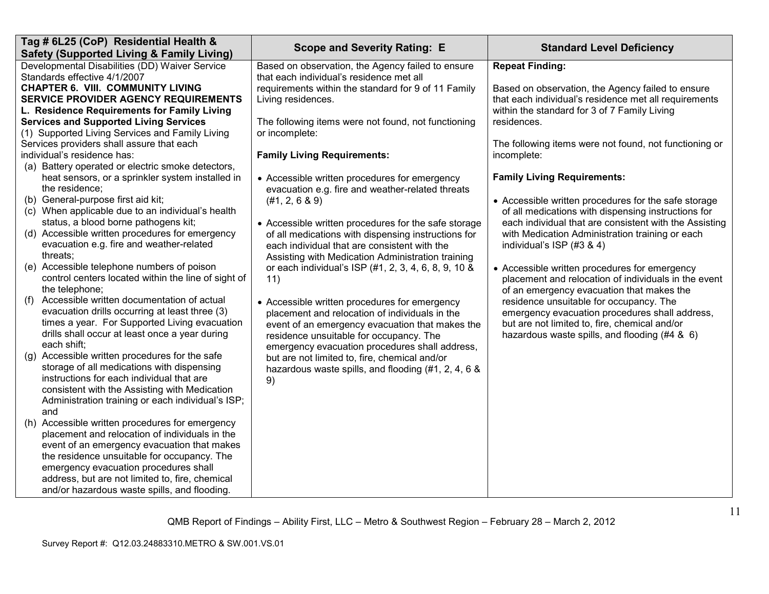| Tag # 6L25 (CoP) Residential Health & Safety (Supported Living & Family Living) | Scope and Severity Rating: E | Standard Level Deficiency |
|---|---|---|
| Developmental Disabilities (DD) Waiver Service Standards effective 4/1/2007<br>**CHAPTER 6. VIII. COMMUNITY LIVING SERVICE PROVIDER AGENCY REQUIREMENTS**<br>**L. Residence Requirements for Family Living Services and Supported Living Services**<br>(1) Supported Living Services and Family Living Services providers shall assure that each individual's residence has:<br>(a) Battery operated or electric smoke detectors, heat sensors, or a sprinkler system installed in the residence;<br>(b) General-purpose first aid kit;<br>(c) When applicable due to an individual's health status, a blood borne pathogens kit;<br>(d) Accessible written procedures for emergency evacuation e.g. fire and weather-related threats;<br>(e) Accessible telephone numbers of poison control centers located within the line of sight of the telephone;<br>(f) Accessible written documentation of actual evacuation drills occurring at least three (3) times a year. For Supported Living evacuation drills shall occur at least once a year during each shift;<br>(g) Accessible written procedures for the safe storage of all medications with dispensing instructions for each individual that are consistent with the Assisting with Medication Administration training or each individual's ISP; and<br>(h) Accessible written procedures for emergency placement and relocation of individuals in the event of an emergency evacuation that makes the residence unsuitable for occupancy. The emergency evacuation procedures shall address, but are not limited to, fire, chemical and/or hazardous waste spills, and flooding. | Based on observation, the Agency failed to ensure that each individual's residence met all requirements within the standard for 9 of 11 Family Living residences.<br><br>The following items were not found, not functioning or incomplete:<br><br>**Family Living Requirements:**<br><br>• Accessible written procedures for emergency evacuation e.g. fire and weather-related threats (#1, 2, 6 & 9)<br><br>• Accessible written procedures for the safe storage of all medications with dispensing instructions for each individual that are consistent with the Assisting with Medication Administration training or each individual's ISP (#1, 2, 3, 4, 6, 8, 9, 10 & 11)<br><br>• Accessible written procedures for emergency placement and relocation of individuals in the event of an emergency evacuation that makes the residence unsuitable for occupancy. The emergency evacuation procedures shall address, but are not limited to, fire, chemical and/or hazardous waste spills, and flooding (#1, 2, 4, 6 & 9) | **Repeat Finding:**<br><br>Based on observation, the Agency failed to ensure that each individual's residence met all requirements within the standard for 3 of 7 Family Living residences.<br><br>The following items were not found, not functioning or incomplete:<br><br>**Family Living Requirements:**<br><br>• Accessible written procedures for the safe storage of all medications with dispensing instructions for each individual that are consistent with the Assisting with Medication Administration training or each individual's ISP (#3 & 4)<br><br>• Accessible written procedures for emergency placement and relocation of individuals in the event of an emergency evacuation that makes the residence unsuitable for occupancy. The emergency evacuation procedures shall address, but are not limited to, fire, chemical and/or hazardous waste spills, and flooding (#4 & 6) |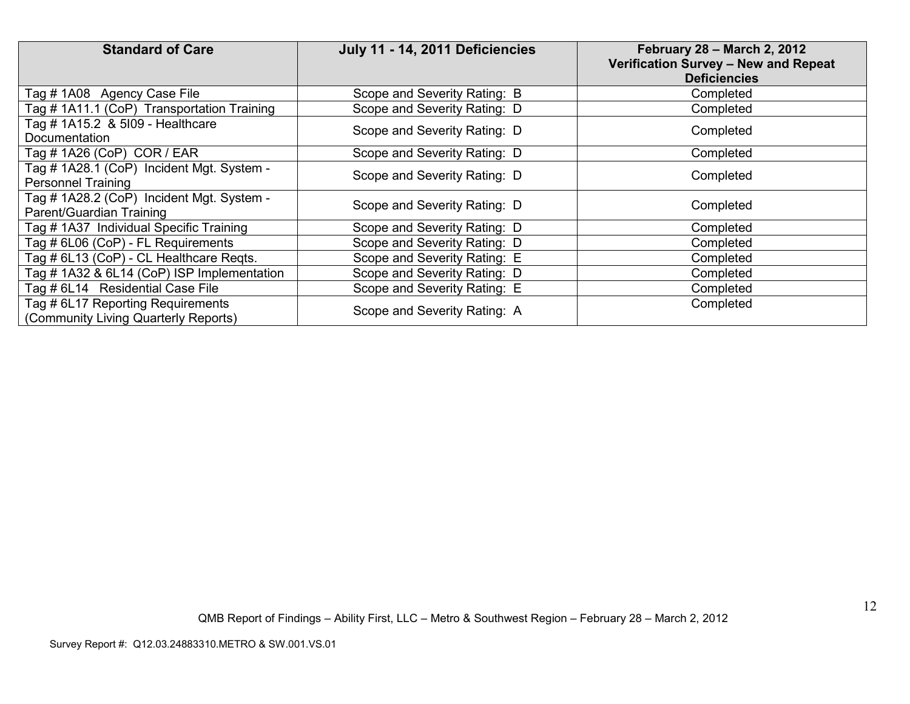| Standard of Care | July 11 - 14, 2011 Deficiencies | February 28 – March 2, 2012 Verification Survey – New and Repeat Deficiencies |
|---|---|---|
| Tag # 1A08 Agency Case File | Scope and Severity Rating: B | Completed |
| Tag # 1A11.1 (CoP) Transportation Training | Scope and Severity Rating: D | Completed |
| Tag # 1A15.2 & 5I09 - Healthcare Documentation | Scope and Severity Rating: D | Completed |
| Tag # 1A26 (CoP) COR / EAR | Scope and Severity Rating: D | Completed |
| Tag # 1A28.1 (CoP) Incident Mgt. System - Personnel Training | Scope and Severity Rating: D | Completed |
| Tag # 1A28.2 (CoP) Incident Mgt. System - Parent/Guardian Training | Scope and Severity Rating: D | Completed |
| Tag # 1A37 Individual Specific Training | Scope and Severity Rating: D | Completed |
| Tag # 6L06 (CoP) - FL Requirements | Scope and Severity Rating: D | Completed |
| Tag # 6L13 (CoP) - CL Healthcare Reqts. | Scope and Severity Rating: E | Completed |
| Tag # 1A32 & 6L14 (CoP) ISP Implementation | Scope and Severity Rating: D | Completed |
| Tag # 6L14 Residential Case File | Scope and Severity Rating: E | Completed |
| Tag # 6L17 Reporting Requirements (Community Living Quarterly Reports) | Scope and Severity Rating: A | Completed |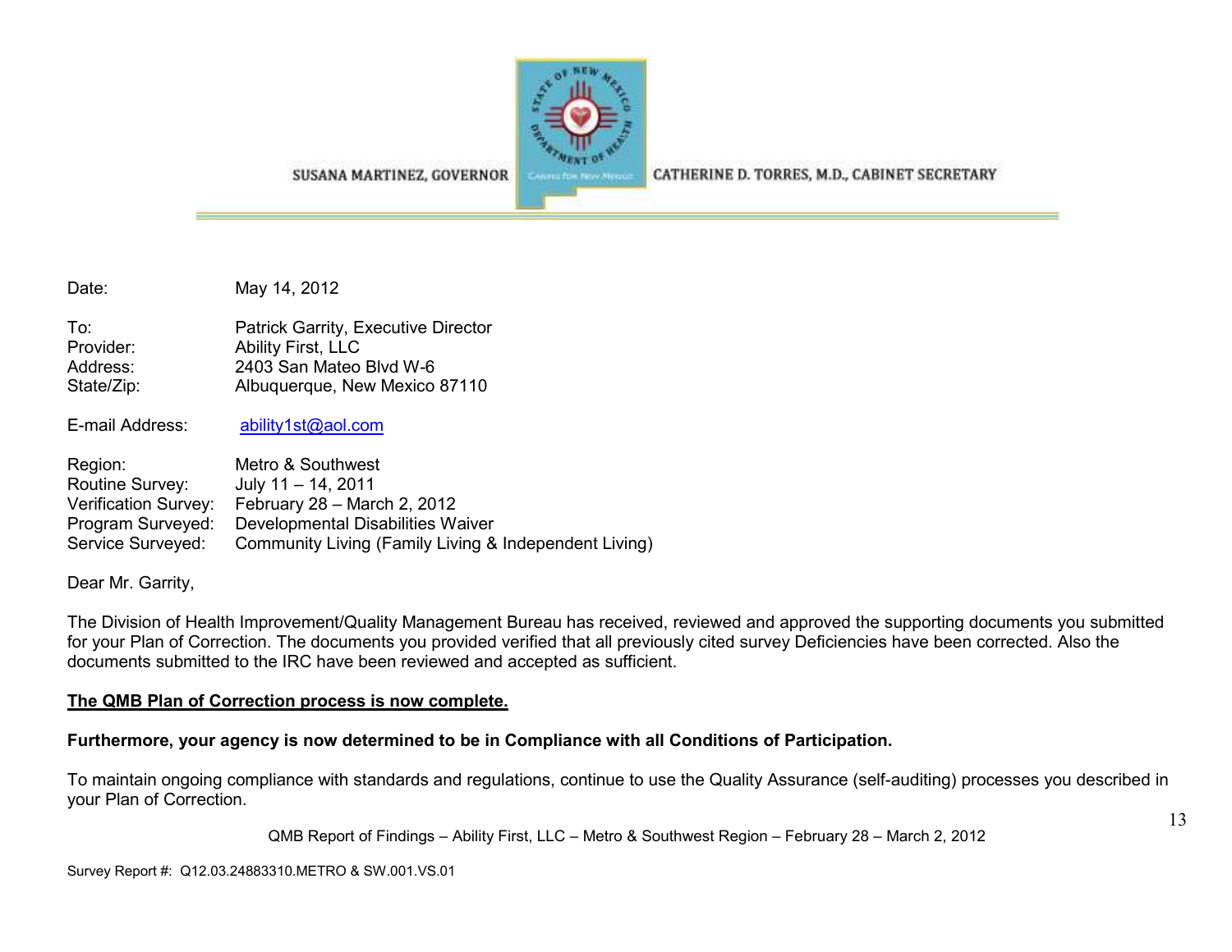SUSANA MARTINEZ, GOVERNOR

CATHERINE D. TORRES, M.D., CABINET SECRETARY

Date: May 14, 2012

To: Patrick Garrity, Executive Director
Provider: Ability First, LLC
Address: 2403 San Mateo Blvd W-6
State/Zip: Albuquerque, New Mexico 87110

E-mail Address: ability1st@aol.com

Region: Metro & Southwest
Routine Survey: July 11 – 14, 2011
Verification Survey: February 28 – March 2, 2012
Program Surveyed: Developmental Disabilities Waiver
Service Surveyed: Community Living (Family Living & Independent Living)

Dear Mr. Garrity,

The Division of Health Improvement/Quality Management Bureau has received, reviewed and approved the supporting documents you submitted for your Plan of Correction. The documents you provided verified that all previously cited survey Deficiencies have been corrected. Also the documents submitted to the IRC have been reviewed and accepted as sufficient.

**The QMB Plan of Correction process is now complete.**

**Furthermore, your agency is now determined to be in Compliance with all Conditions of Participation.**

To maintain ongoing compliance with standards and regulations, continue to use the Quality Assurance (self-auditing) processes you described in your Plan of Correction.

Survey Report #: Q12.03.24883310.METRO & SW.001.VS.01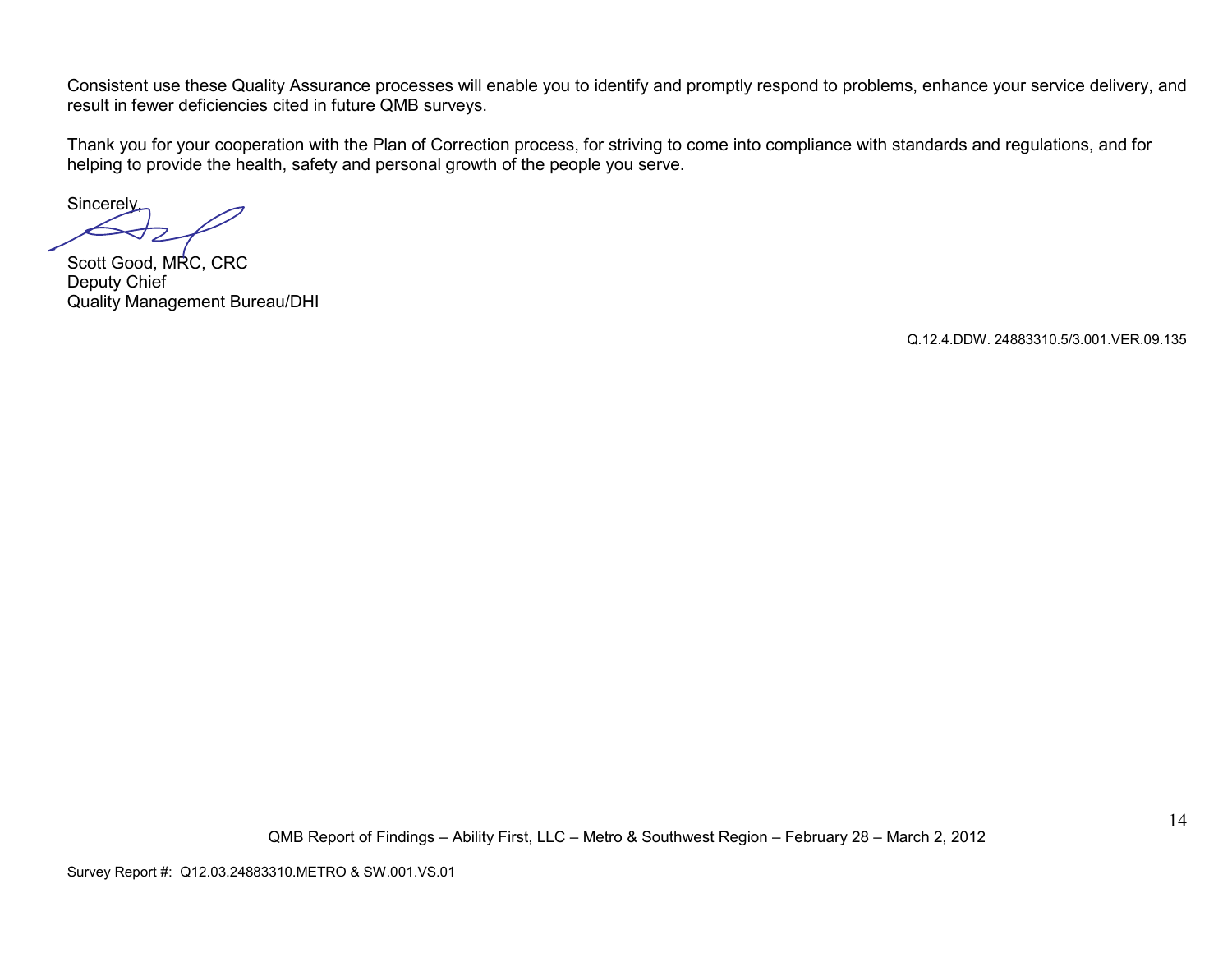Consistent use these Quality Assurance processes will enable you to identify and promptly respond to problems, enhance your service delivery, and result in fewer deficiencies cited in future QMB surveys.

Thank you for your cooperation with the Plan of Correction process, for striving to come into compliance with standards and regulations, and for helping to provide the health, safety and personal growth of the people you serve.

Sincerely,

Scott Good, MRC, CRC
Deputy Chief
Quality Management Bureau/DHI

Q.12.4.DDW. 24883310.5/3.001.VER.09.135